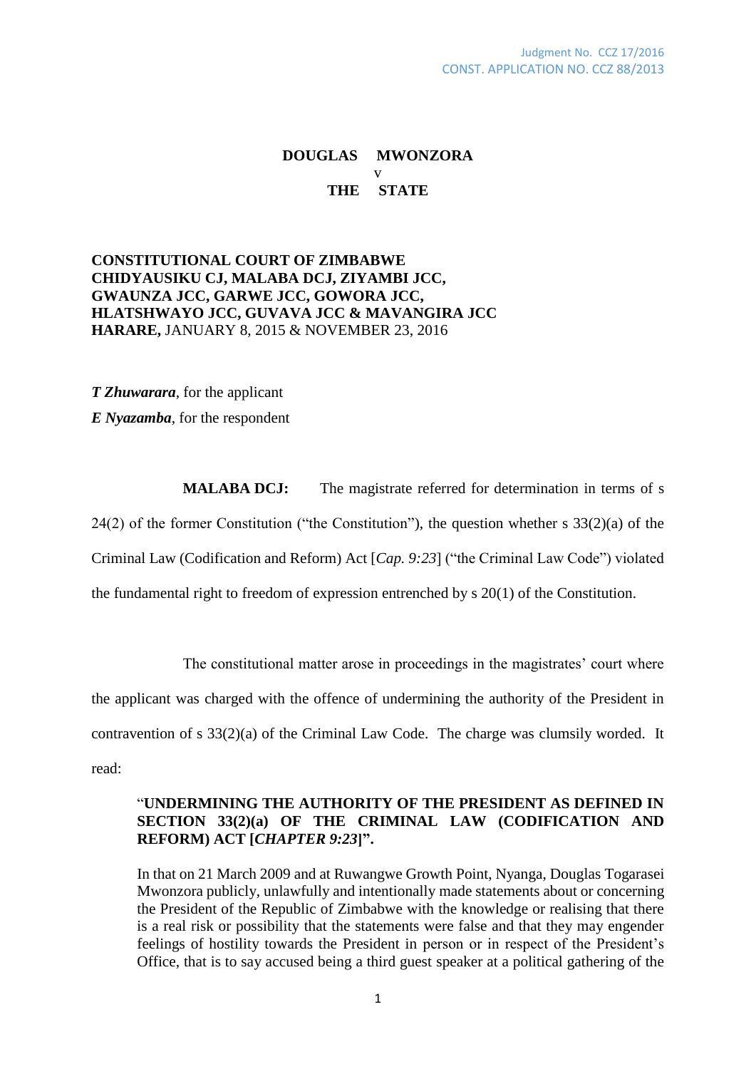Judgment No. CCZ 17/2016
CONST. APPLICATION NO. CCZ 88/2013

**DOUGLAS MWONZORA**
**v**
**THE STATE**

**CONSTITUTIONAL COURT OF ZIMBABWE**
**CHIDYAUSIKU CJ, MALABA DCJ, ZIYAMBI JCC, GWAUNZA JCC, GARWE JCC, GOWORA JCC, HLATSHWAYO JCC, GUVAVA JCC & MAVANGIRA JCC**
**HARARE,** JANUARY 8, 2015 & NOVEMBER 23, 2016

***T Zhuwarara***, for the applicant

***E Nyazamba***, for the respondent

**MALABA DCJ:** The magistrate referred for determination in terms of s 24(2) of the former Constitution ("the Constitution"), the question whether s 33(2)(a) of the Criminal Law (Codification and Reform) Act [*Cap. 9:23*] ("the Criminal Law Code") violated the fundamental right to freedom of expression entrenched by s 20(1) of the Constitution.

The constitutional matter arose in proceedings in the magistrates' court where the applicant was charged with the offence of undermining the authority of the President in contravention of s 33(2)(a) of the Criminal Law Code. The charge was clumsily worded. It read:

> "**UNDERMINING THE AUTHORITY OF THE PRESIDENT AS DEFINED IN SECTION 33(2)(a) OF THE CRIMINAL LAW (CODIFICATION AND REFORM) ACT [*CHAPTER 9:23*]".**
>
> In that on 21 March 2009 and at Ruwangwe Growth Point, Nyanga, Douglas Togarasei Mwonzora publicly, unlawfully and intentionally made statements about or concerning the President of the Republic of Zimbabwe with the knowledge or realising that there is a real risk or possibility that the statements were false and that they may engender feelings of hostility towards the President in person or in respect of the President's Office, that is to say accused being a third guest speaker at a political gathering of the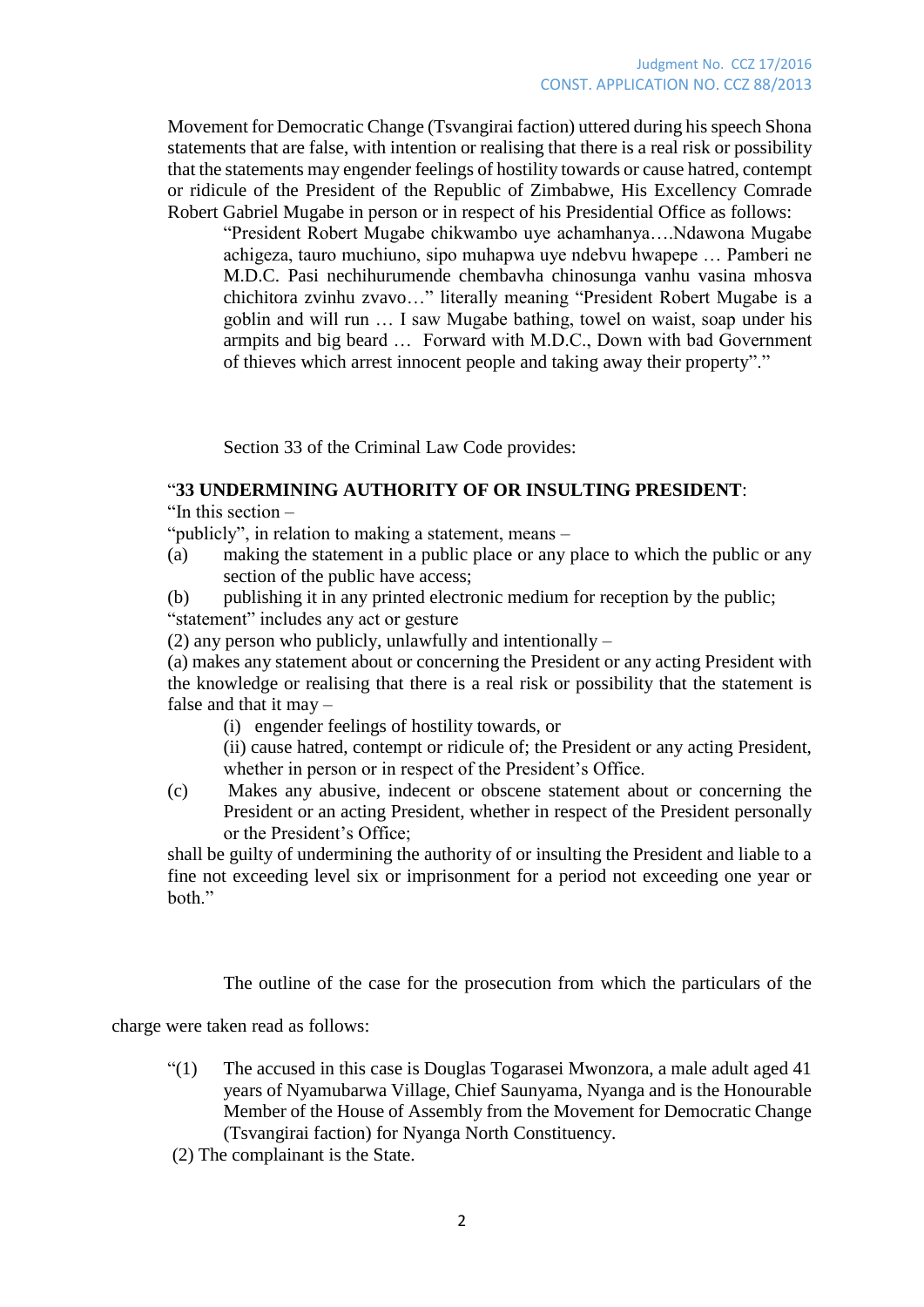Movement for Democratic Change (Tsvangirai faction) uttered during his speech Shona statements that are false, with intention or realising that there is a real risk or possibility that the statements may engender feelings of hostility towards or cause hatred, contempt or ridicule of the President of the Republic of Zimbabwe, His Excellency Comrade Robert Gabriel Mugabe in person or in respect of his Presidential Office as follows:

> "President Robert Mugabe chikwambo uye achamhanya….Ndawona Mugabe achigeza, tauro muchiuno, sipo muhapwa uye ndebvu hwapepe … Pamberi ne M.D.C. Pasi nechihurumende chembavha chinosunga vanhu vasina mhosva chichitora zvinhu zvavo…" literally meaning "President Robert Mugabe is a goblin and will run … I saw Mugabe bathing, towel on waist, soap under his armpits and big beard … Forward with M.D.C., Down with bad Government of thieves which arrest innocent people and taking away their property"."

Section 33 of the Criminal Law Code provides:

"**33 UNDERMINING AUTHORITY OF OR INSULTING PRESIDENT**:

"In this section –

"publicly", in relation to making a statement, means –

(a) making the statement in a public place or any place to which the public or any section of the public have access;

(b) publishing it in any printed electronic medium for reception by the public;

"statement" includes any act or gesture

(2) any person who publicly, unlawfully and intentionally –

(a) makes any statement about or concerning the President or any acting President with the knowledge or realising that there is a real risk or possibility that the statement is false and that it may –

(i) engender feelings of hostility towards, or

(ii) cause hatred, contempt or ridicule of; the President or any acting President, whether in person or in respect of the President's Office.

(c) Makes any abusive, indecent or obscene statement about or concerning the President or an acting President, whether in respect of the President personally or the President's Office;

shall be guilty of undermining the authority of or insulting the President and liable to a fine not exceeding level six or imprisonment for a period not exceeding one year or both."

The outline of the case for the prosecution from which the particulars of the charge were taken read as follows:

"(1) The accused in this case is Douglas Togarasei Mwonzora, a male adult aged 41 years of Nyamubarwa Village, Chief Saunyama, Nyanga and is the Honourable Member of the House of Assembly from the Movement for Democratic Change (Tsvangirai faction) for Nyanga North Constituency.

(2) The complainant is the State.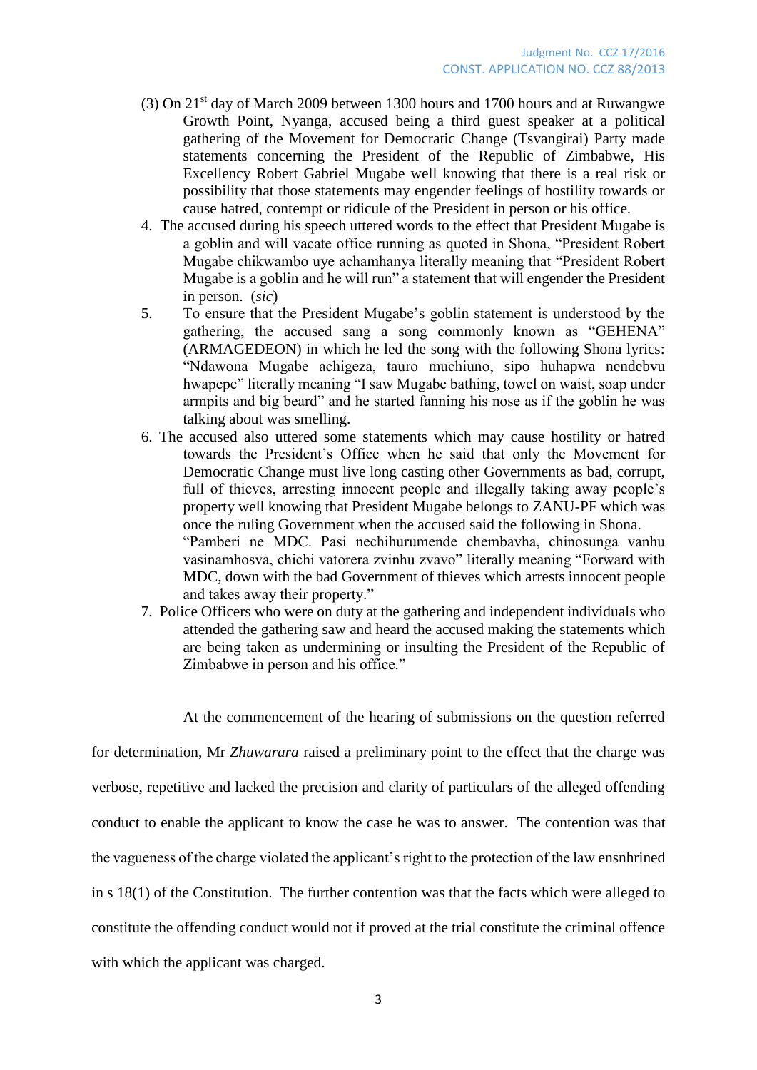(3) On 21st day of March 2009 between 1300 hours and 1700 hours and at Ruwangwe Growth Point, Nyanga, accused being a third guest speaker at a political gathering of the Movement for Democratic Change (Tsvangirai) Party made statements concerning the President of the Republic of Zimbabwe, His Excellency Robert Gabriel Mugabe well knowing that there is a real risk or possibility that those statements may engender feelings of hostility towards or cause hatred, contempt or ridicule of the President in person or his office.

4. The accused during his speech uttered words to the effect that President Mugabe is a goblin and will vacate office running as quoted in Shona, "President Robert Mugabe chikwambo uye achamhanya literally meaning that "President Robert Mugabe is a goblin and he will run" a statement that will engender the President in person. (*sic*)

5. To ensure that the President Mugabe's goblin statement is understood by the gathering, the accused sang a song commonly known as "GEHENA" (ARMAGEDEON) in which he led the song with the following Shona lyrics: "Ndawona Mugabe achigeza, tauro muchiuno, sipo huhapwa nendebvu hwapepe" literally meaning "I saw Mugabe bathing, towel on waist, soap under armpits and big beard" and he started fanning his nose as if the goblin he was talking about was smelling.

6. The accused also uttered some statements which may cause hostility or hatred towards the President's Office when he said that only the Movement for Democratic Change must live long casting other Governments as bad, corrupt, full of thieves, arresting innocent people and illegally taking away people's property well knowing that President Mugabe belongs to ZANU-PF which was once the ruling Government when the accused said the following in Shona.
"Pamberi ne MDC. Pasi nechihurumende chembavha, chinosunga vanhu vasinamhosva, chichi vatorera zvinhu zvavo" literally meaning "Forward with MDC, down with the bad Government of thieves which arrests innocent people and takes away their property."

7. Police Officers who were on duty at the gathering and independent individuals who attended the gathering saw and heard the accused making the statements which are being taken as undermining or insulting the President of the Republic of Zimbabwe in person and his office."

At the commencement of the hearing of submissions on the question referred for determination, Mr *Zhuwarara* raised a preliminary point to the effect that the charge was verbose, repetitive and lacked the precision and clarity of particulars of the alleged offending conduct to enable the applicant to know the case he was to answer. The contention was that the vagueness of the charge violated the applicant's right to the protection of the law ensnhrined in s 18(1) of the Constitution. The further contention was that the facts which were alleged to constitute the offending conduct would not if proved at the trial constitute the criminal offence with which the applicant was charged.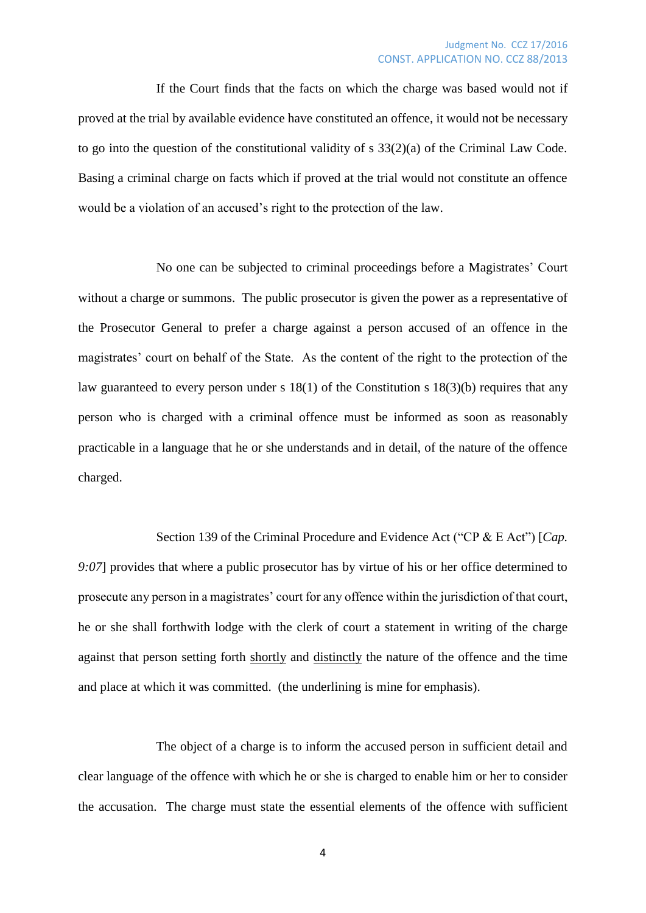If the Court finds that the facts on which the charge was based would not if proved at the trial by available evidence have constituted an offence, it would not be necessary to go into the question of the constitutional validity of s 33(2)(a) of the Criminal Law Code. Basing a criminal charge on facts which if proved at the trial would not constitute an offence would be a violation of an accused's right to the protection of the law.

No one can be subjected to criminal proceedings before a Magistrates' Court without a charge or summons. The public prosecutor is given the power as a representative of the Prosecutor General to prefer a charge against a person accused of an offence in the magistrates' court on behalf of the State. As the content of the right to the protection of the law guaranteed to every person under s 18(1) of the Constitution s 18(3)(b) requires that any person who is charged with a criminal offence must be informed as soon as reasonably practicable in a language that he or she understands and in detail, of the nature of the offence charged.

Section 139 of the Criminal Procedure and Evidence Act ("CP & E Act") [*Cap. 9:07*] provides that where a public prosecutor has by virtue of his or her office determined to prosecute any person in a magistrates' court for any offence within the jurisdiction of that court, he or she shall forthwith lodge with the clerk of court a statement in writing of the charge against that person setting forth <u>shortly</u> and <u>distinctly</u> the nature of the offence and the time and place at which it was committed. (the underlining is mine for emphasis).

The object of a charge is to inform the accused person in sufficient detail and clear language of the offence with which he or she is charged to enable him or her to consider the accusation. The charge must state the essential elements of the offence with sufficient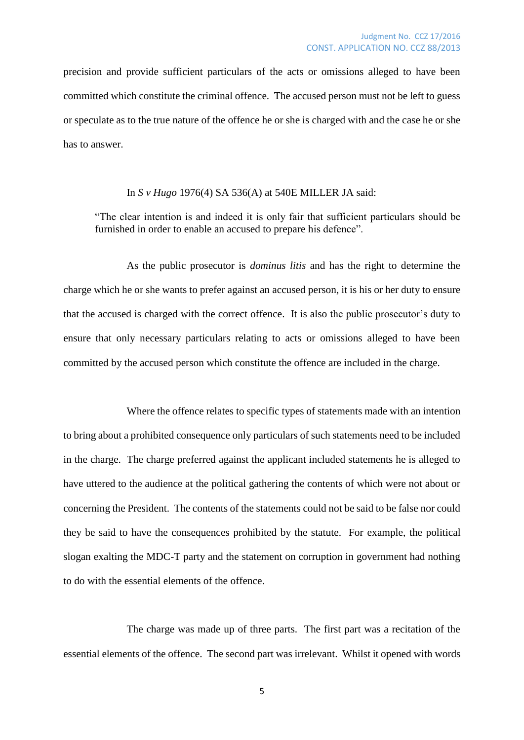precision and provide sufficient particulars of the acts or omissions alleged to have been committed which constitute the criminal offence. The accused person must not be left to guess or speculate as to the true nature of the offence he or she is charged with and the case he or she has to answer.

In *S v Hugo* 1976(4) SA 536(A) at 540E MILLER JA said:

> "The clear intention is and indeed it is only fair that sufficient particulars should be furnished in order to enable an accused to prepare his defence".

As the public prosecutor is *dominus litis* and has the right to determine the charge which he or she wants to prefer against an accused person, it is his or her duty to ensure that the accused is charged with the correct offence. It is also the public prosecutor's duty to ensure that only necessary particulars relating to acts or omissions alleged to have been committed by the accused person which constitute the offence are included in the charge.

Where the offence relates to specific types of statements made with an intention to bring about a prohibited consequence only particulars of such statements need to be included in the charge. The charge preferred against the applicant included statements he is alleged to have uttered to the audience at the political gathering the contents of which were not about or concerning the President. The contents of the statements could not be said to be false nor could they be said to have the consequences prohibited by the statute. For example, the political slogan exalting the MDC-T party and the statement on corruption in government had nothing to do with the essential elements of the offence.

The charge was made up of three parts. The first part was a recitation of the essential elements of the offence. The second part was irrelevant. Whilst it opened with words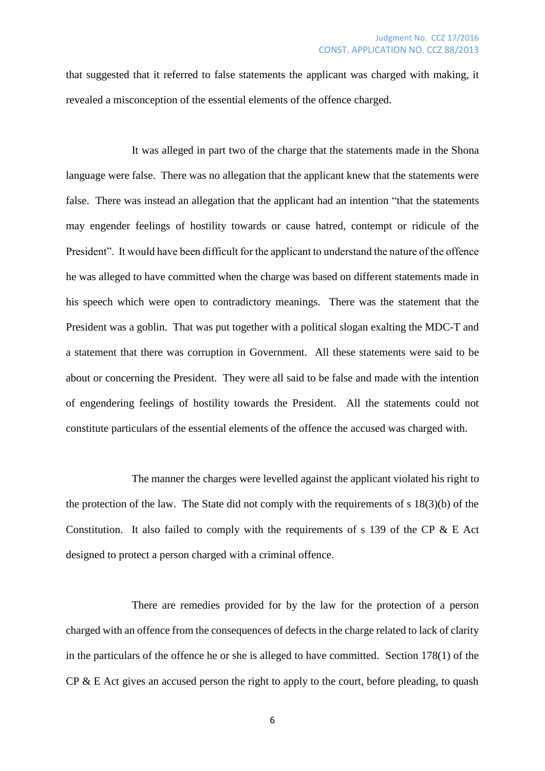that suggested that it referred to false statements the applicant was charged with making, it revealed a misconception of the essential elements of the offence charged.

It was alleged in part two of the charge that the statements made in the Shona language were false. There was no allegation that the applicant knew that the statements were false. There was instead an allegation that the applicant had an intention "that the statements may engender feelings of hostility towards or cause hatred, contempt or ridicule of the President". It would have been difficult for the applicant to understand the nature of the offence he was alleged to have committed when the charge was based on different statements made in his speech which were open to contradictory meanings. There was the statement that the President was a goblin. That was put together with a political slogan exalting the MDC-T and a statement that there was corruption in Government. All these statements were said to be about or concerning the President. They were all said to be false and made with the intention of engendering feelings of hostility towards the President. All the statements could not constitute particulars of the essential elements of the offence the accused was charged with.

The manner the charges were levelled against the applicant violated his right to the protection of the law. The State did not comply with the requirements of s 18(3)(b) of the Constitution. It also failed to comply with the requirements of s 139 of the CP & E Act designed to protect a person charged with a criminal offence.

There are remedies provided for by the law for the protection of a person charged with an offence from the consequences of defects in the charge related to lack of clarity in the particulars of the offence he or she is alleged to have committed. Section 178(1) of the CP & E Act gives an accused person the right to apply to the court, before pleading, to quash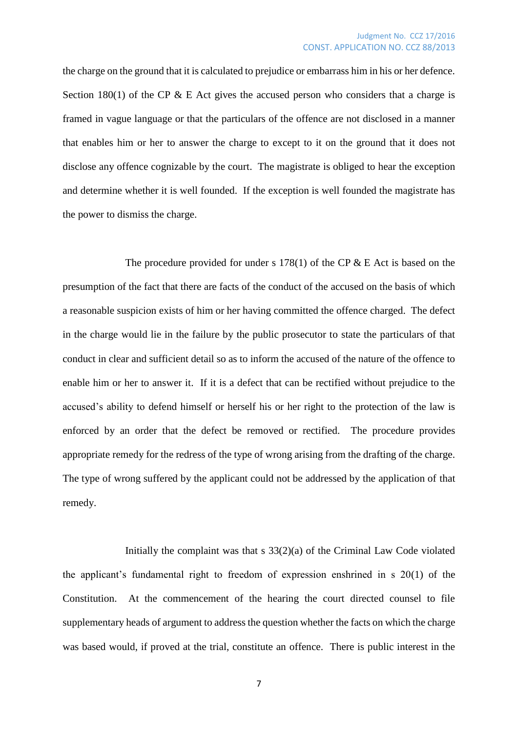the charge on the ground that it is calculated to prejudice or embarrass him in his or her defence. Section 180(1) of the CP & E Act gives the accused person who considers that a charge is framed in vague language or that the particulars of the offence are not disclosed in a manner that enables him or her to answer the charge to except to it on the ground that it does not disclose any offence cognizable by the court. The magistrate is obliged to hear the exception and determine whether it is well founded. If the exception is well founded the magistrate has the power to dismiss the charge.

The procedure provided for under s 178(1) of the CP & E Act is based on the presumption of the fact that there are facts of the conduct of the accused on the basis of which a reasonable suspicion exists of him or her having committed the offence charged. The defect in the charge would lie in the failure by the public prosecutor to state the particulars of that conduct in clear and sufficient detail so as to inform the accused of the nature of the offence to enable him or her to answer it. If it is a defect that can be rectified without prejudice to the accused's ability to defend himself or herself his or her right to the protection of the law is enforced by an order that the defect be removed or rectified. The procedure provides appropriate remedy for the redress of the type of wrong arising from the drafting of the charge. The type of wrong suffered by the applicant could not be addressed by the application of that remedy.

Initially the complaint was that s 33(2)(a) of the Criminal Law Code violated the applicant's fundamental right to freedom of expression enshrined in s 20(1) of the Constitution. At the commencement of the hearing the court directed counsel to file supplementary heads of argument to address the question whether the facts on which the charge was based would, if proved at the trial, constitute an offence. There is public interest in the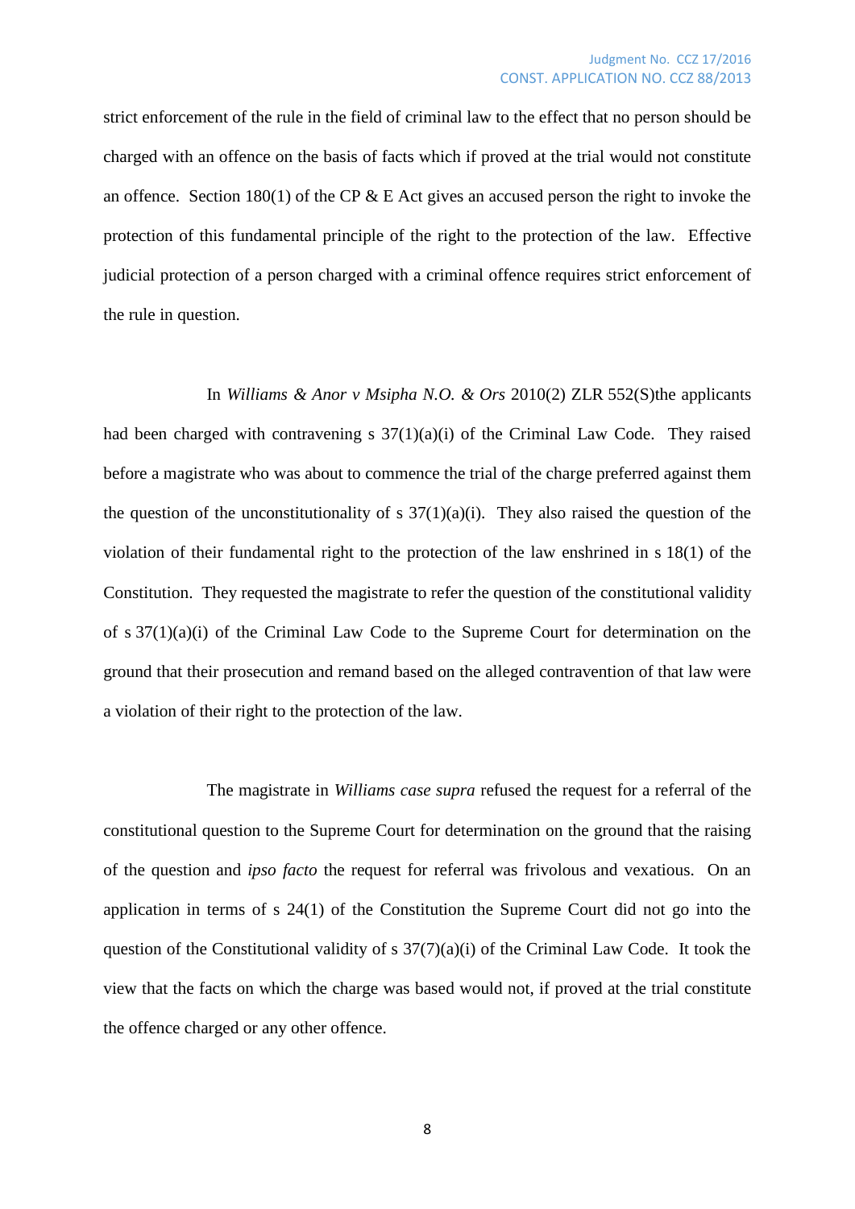strict enforcement of the rule in the field of criminal law to the effect that no person should be charged with an offence on the basis of facts which if proved at the trial would not constitute an offence. Section 180(1) of the CP & E Act gives an accused person the right to invoke the protection of this fundamental principle of the right to the protection of the law. Effective judicial protection of a person charged with a criminal offence requires strict enforcement of the rule in question.

In *Williams & Anor v Msipha N.O. & Ors* 2010(2) ZLR 552(S)the applicants had been charged with contravening s 37(1)(a)(i) of the Criminal Law Code. They raised before a magistrate who was about to commence the trial of the charge preferred against them the question of the unconstitutionality of s 37(1)(a)(i). They also raised the question of the violation of their fundamental right to the protection of the law enshrined in s 18(1) of the Constitution. They requested the magistrate to refer the question of the constitutional validity of s 37(1)(a)(i) of the Criminal Law Code to the Supreme Court for determination on the ground that their prosecution and remand based on the alleged contravention of that law were a violation of their right to the protection of the law.

The magistrate in *Williams case supra* refused the request for a referral of the constitutional question to the Supreme Court for determination on the ground that the raising of the question and *ipso facto* the request for referral was frivolous and vexatious. On an application in terms of s 24(1) of the Constitution the Supreme Court did not go into the question of the Constitutional validity of s 37(7)(a)(i) of the Criminal Law Code. It took the view that the facts on which the charge was based would not, if proved at the trial constitute the offence charged or any other offence.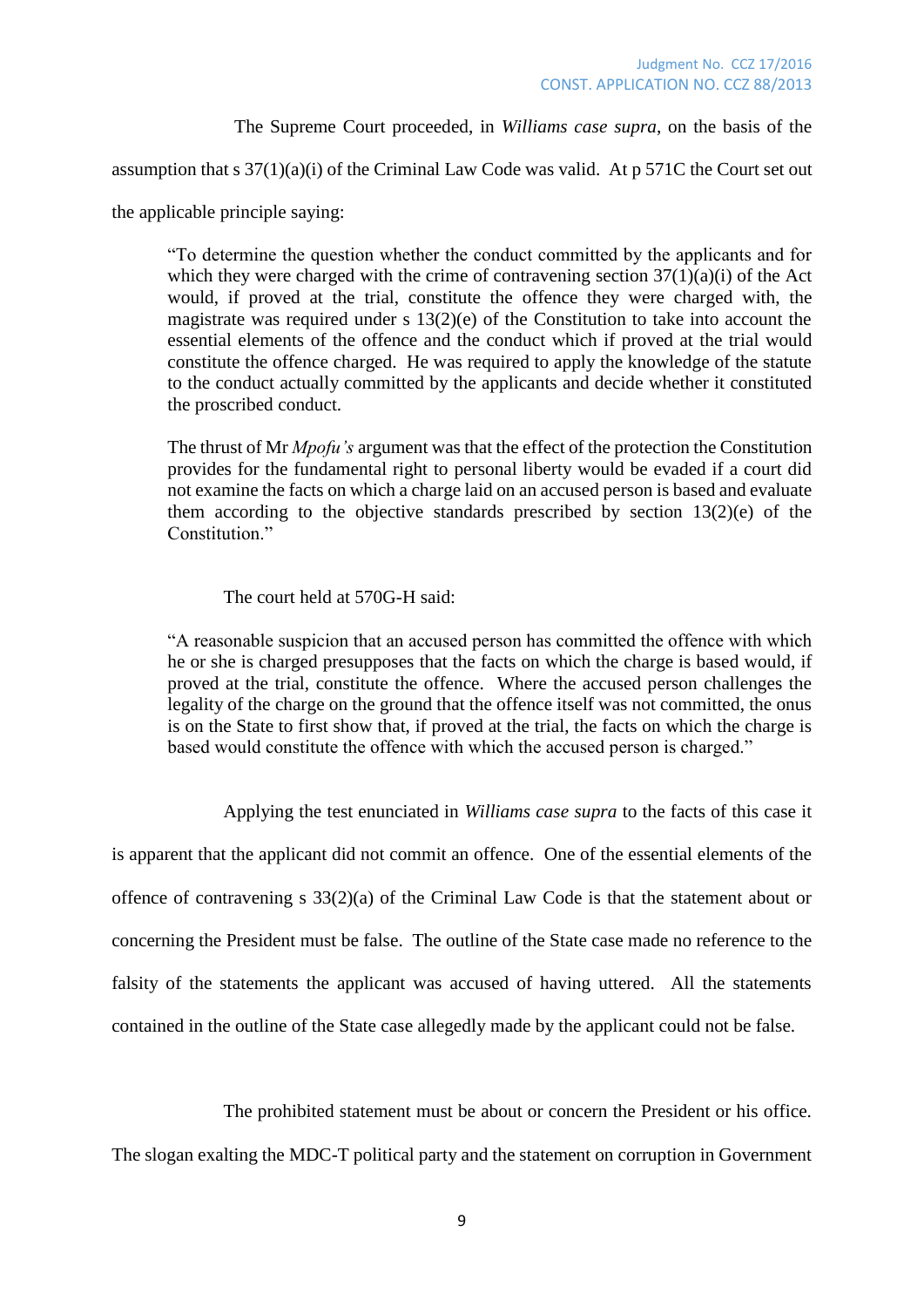The Supreme Court proceeded, in *Williams case supra*, on the basis of the assumption that s 37(1)(a)(i) of the Criminal Law Code was valid. At p 571C the Court set out the applicable principle saying:

> "To determine the question whether the conduct committed by the applicants and for which they were charged with the crime of contravening section 37(1)(a)(i) of the Act would, if proved at the trial, constitute the offence they were charged with, the magistrate was required under s 13(2)(e) of the Constitution to take into account the essential elements of the offence and the conduct which if proved at the trial would constitute the offence charged. He was required to apply the knowledge of the statute to the conduct actually committed by the applicants and decide whether it constituted the proscribed conduct.
>
> The thrust of Mr *Mpofu's* argument was that the effect of the protection the Constitution provides for the fundamental right to personal liberty would be evaded if a court did not examine the facts on which a charge laid on an accused person is based and evaluate them according to the objective standards prescribed by section 13(2)(e) of the Constitution."

The court held at 570G-H said:

> "A reasonable suspicion that an accused person has committed the offence with which he or she is charged presupposes that the facts on which the charge is based would, if proved at the trial, constitute the offence. Where the accused person challenges the legality of the charge on the ground that the offence itself was not committed, the onus is on the State to first show that, if proved at the trial, the facts on which the charge is based would constitute the offence with which the accused person is charged."

Applying the test enunciated in *Williams case supra* to the facts of this case it is apparent that the applicant did not commit an offence. One of the essential elements of the offence of contravening s 33(2)(a) of the Criminal Law Code is that the statement about or concerning the President must be false. The outline of the State case made no reference to the falsity of the statements the applicant was accused of having uttered. All the statements contained in the outline of the State case allegedly made by the applicant could not be false.

The prohibited statement must be about or concern the President or his office. The slogan exalting the MDC-T political party and the statement on corruption in Government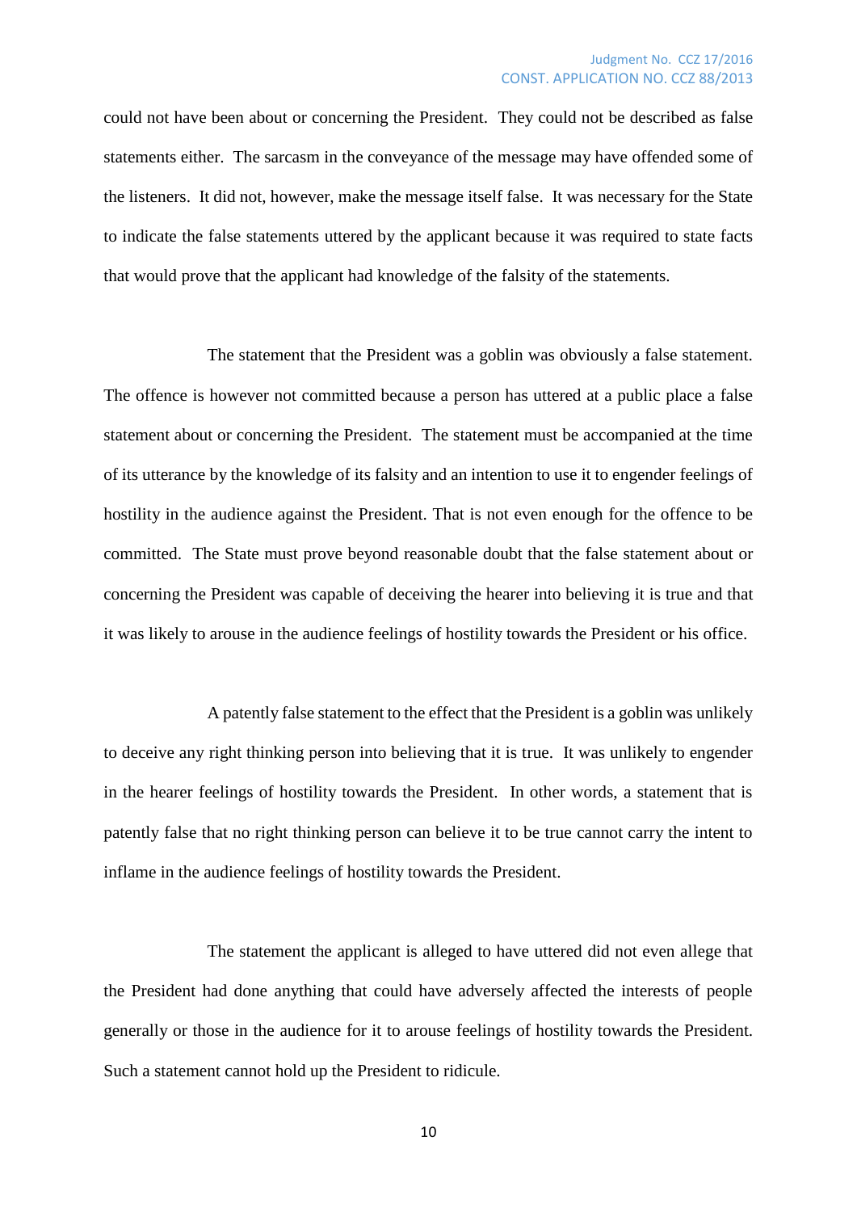could not have been about or concerning the President. They could not be described as false statements either. The sarcasm in the conveyance of the message may have offended some of the listeners. It did not, however, make the message itself false. It was necessary for the State to indicate the false statements uttered by the applicant because it was required to state facts that would prove that the applicant had knowledge of the falsity of the statements.

The statement that the President was a goblin was obviously a false statement. The offence is however not committed because a person has uttered at a public place a false statement about or concerning the President. The statement must be accompanied at the time of its utterance by the knowledge of its falsity and an intention to use it to engender feelings of hostility in the audience against the President. That is not even enough for the offence to be committed. The State must prove beyond reasonable doubt that the false statement about or concerning the President was capable of deceiving the hearer into believing it is true and that it was likely to arouse in the audience feelings of hostility towards the President or his office.

A patently false statement to the effect that the President is a goblin was unlikely to deceive any right thinking person into believing that it is true. It was unlikely to engender in the hearer feelings of hostility towards the President. In other words, a statement that is patently false that no right thinking person can believe it to be true cannot carry the intent to inflame in the audience feelings of hostility towards the President.

The statement the applicant is alleged to have uttered did not even allege that the President had done anything that could have adversely affected the interests of people generally or those in the audience for it to arouse feelings of hostility towards the President. Such a statement cannot hold up the President to ridicule.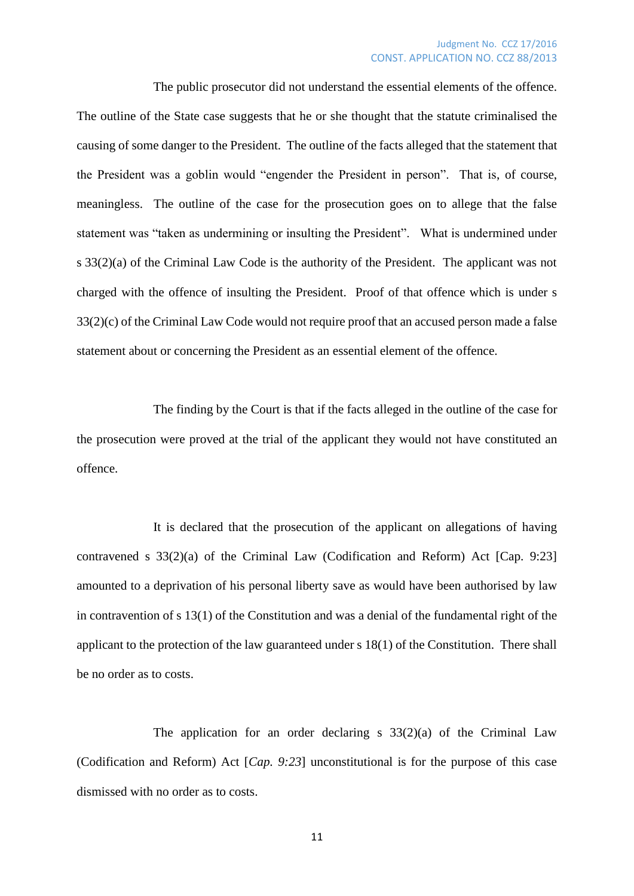The public prosecutor did not understand the essential elements of the offence. The outline of the State case suggests that he or she thought that the statute criminalised the causing of some danger to the President. The outline of the facts alleged that the statement that the President was a goblin would "engender the President in person". That is, of course, meaningless. The outline of the case for the prosecution goes on to allege that the false statement was "taken as undermining or insulting the President". What is undermined under s 33(2)(a) of the Criminal Law Code is the authority of the President. The applicant was not charged with the offence of insulting the President. Proof of that offence which is under s 33(2)(c) of the Criminal Law Code would not require proof that an accused person made a false statement about or concerning the President as an essential element of the offence.

The finding by the Court is that if the facts alleged in the outline of the case for the prosecution were proved at the trial of the applicant they would not have constituted an offence.

It is declared that the prosecution of the applicant on allegations of having contravened s 33(2)(a) of the Criminal Law (Codification and Reform) Act [Cap. 9:23] amounted to a deprivation of his personal liberty save as would have been authorised by law in contravention of s 13(1) of the Constitution and was a denial of the fundamental right of the applicant to the protection of the law guaranteed under s 18(1) of the Constitution. There shall be no order as to costs.

The application for an order declaring s 33(2)(a) of the Criminal Law (Codification and Reform) Act [*Cap. 9:23*] unconstitutional is for the purpose of this case dismissed with no order as to costs.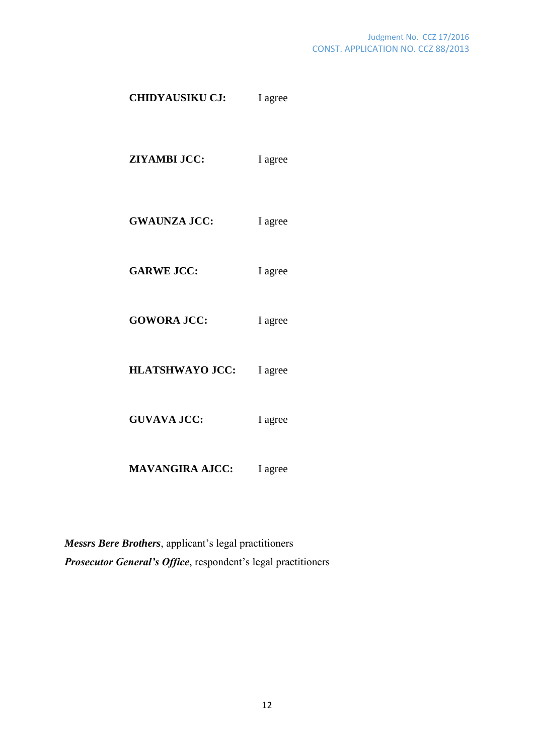**CHIDYAUSIKU CJ:** I agree

**ZIYAMBI JCC:** I agree

**GWAUNZA JCC:** I agree

**GARWE JCC:** I agree

**GOWORA JCC:** I agree

**HLATSHWAYO JCC:** I agree

**GUVAVA JCC:** I agree

**MAVANGIRA AJCC:** I agree

***Messrs Bere Brothers***, applicant's legal practitioners
***Prosecutor General's Office***, respondent's legal practitioners